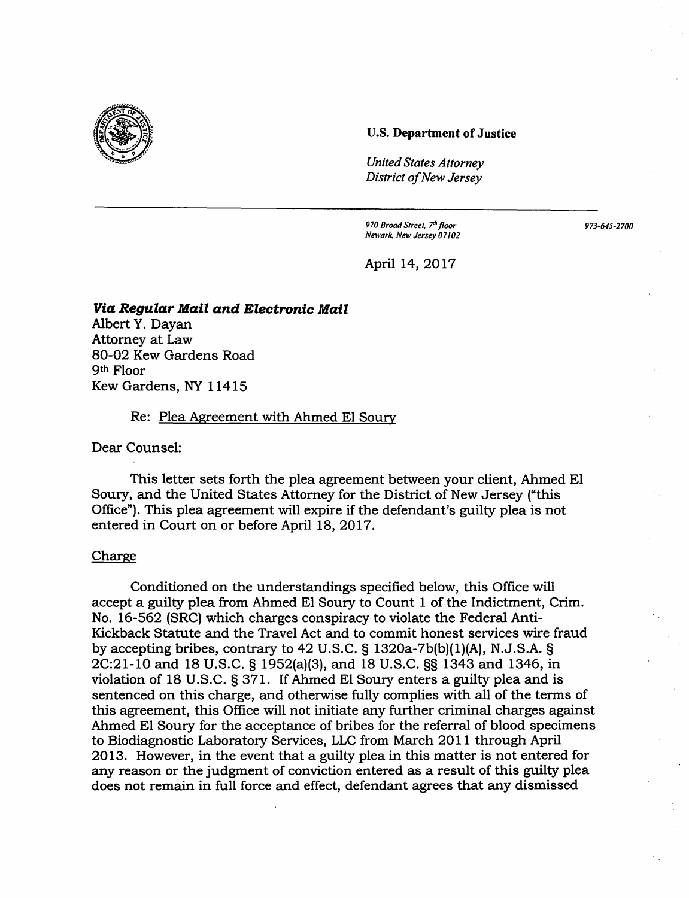**U.S. Department of Justice**

*United States Attorney*
*District of New Jersey*

---

*970 Broad Street, 7th floor*
*Newark, New Jersey 07102*

*973-645-2700*

April 14, 2017

***Via Regular Mail and Electronic Mail***
Albert Y. Dayan
Attorney at Law
80-02 Kew Gardens Road
9th Floor
Kew Gardens, NY 11415

Re: Plea Agreement with Ahmed El Soury

Dear Counsel:

This letter sets forth the plea agreement between your client, Ahmed El Soury, and the United States Attorney for the District of New Jersey ("this Office"). This plea agreement will expire if the defendant's guilty plea is not entered in Court on or before April 18, 2017.

Charge

Conditioned on the understandings specified below, this Office will accept a guilty plea from Ahmed El Soury to Count 1 of the Indictment, Crim. No. 16-562 (SRC) which charges conspiracy to violate the Federal Anti-Kickback Statute and the Travel Act and to commit honest services wire fraud by accepting bribes, contrary to 42 U.S.C. § 1320a-7b(b)(1)(A), N.J.S.A. § 2C:21-10 and 18 U.S.C. § 1952(a)(3), and 18 U.S.C. §§ 1343 and 1346, in violation of 18 U.S.C. § 371. If Ahmed El Soury enters a guilty plea and is sentenced on this charge, and otherwise fully complies with all of the terms of this agreement, this Office will not initiate any further criminal charges against Ahmed El Soury for the acceptance of bribes for the referral of blood specimens to Biodiagnostic Laboratory Services, LLC from March 2011 through April 2013. However, in the event that a guilty plea in this matter is not entered for any reason or the judgment of conviction entered as a result of this guilty plea does not remain in full force and effect, defendant agrees that any dismissed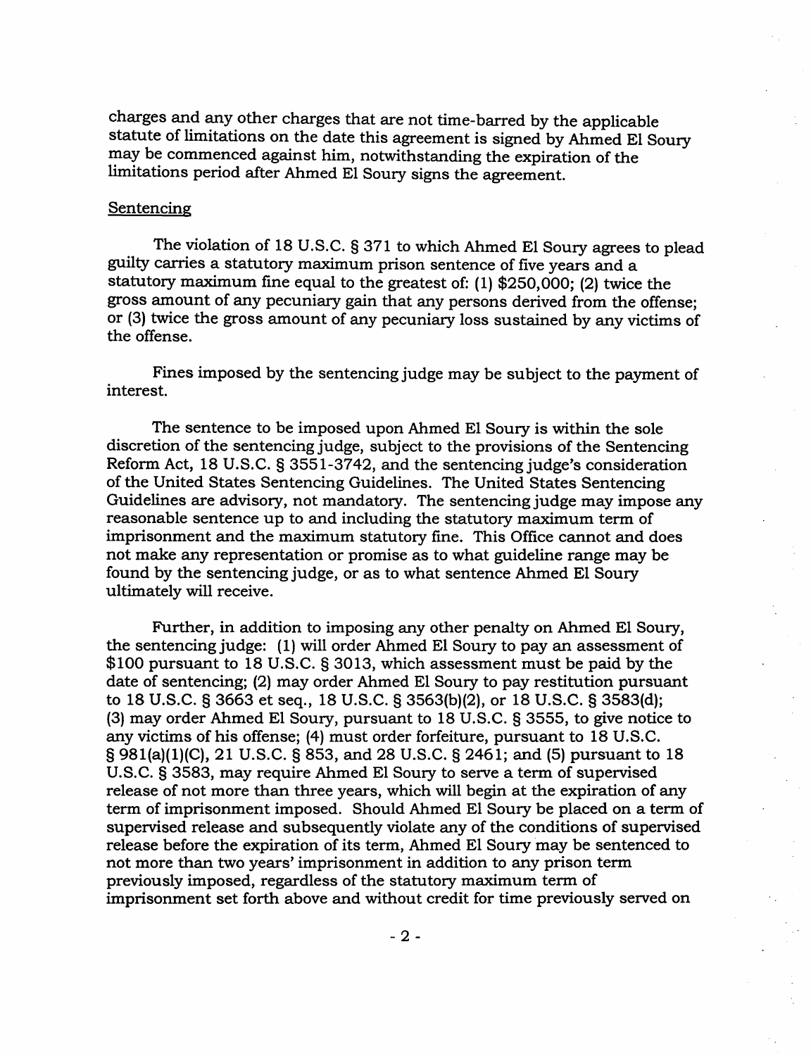charges and any other charges that are not time-barred by the applicable statute of limitations on the date this agreement is signed by Ahmed El Soury may be commenced against him, notwithstanding the expiration of the limitations period after Ahmed El Soury signs the agreement.

## Sentencing

The violation of 18 U.S.C. § 371 to which Ahmed El Soury agrees to plead guilty carries a statutory maximum prison sentence of five years and a statutory maximum fine equal to the greatest of: (1) $250,000; (2) twice the gross amount of any pecuniary gain that any persons derived from the offense; or (3) twice the gross amount of any pecuniary loss sustained by any victims of the offense.

Fines imposed by the sentencing judge may be subject to the payment of interest.

The sentence to be imposed upon Ahmed El Soury is within the sole discretion of the sentencing judge, subject to the provisions of the Sentencing Reform Act, 18 U.S.C. § 3551-3742, and the sentencing judge's consideration of the United States Sentencing Guidelines. The United States Sentencing Guidelines are advisory, not mandatory. The sentencing judge may impose any reasonable sentence up to and including the statutory maximum term of imprisonment and the maximum statutory fine. This Office cannot and does not make any representation or promise as to what guideline range may be found by the sentencing judge, or as to what sentence Ahmed El Soury ultimately will receive.

Further, in addition to imposing any other penalty on Ahmed El Soury, the sentencing judge: (1) will order Ahmed El Soury to pay an assessment of $100 pursuant to 18 U.S.C. § 3013, which assessment must be paid by the date of sentencing; (2) may order Ahmed El Soury to pay restitution pursuant to 18 U.S.C. § 3663 et seq., 18 U.S.C. § 3563(b)(2), or 18 U.S.C. § 3583(d); (3) may order Ahmed El Soury, pursuant to 18 U.S.C. § 3555, to give notice to any victims of his offense; (4) must order forfeiture, pursuant to 18 U.S.C. § 981(a)(1)(C), 21 U.S.C. § 853, and 28 U.S.C. § 2461; and (5) pursuant to 18 U.S.C. § 3583, may require Ahmed El Soury to serve a term of supervised release of not more than three years, which will begin at the expiration of any term of imprisonment imposed. Should Ahmed El Soury be placed on a term of supervised release and subsequently violate any of the conditions of supervised release before the expiration of its term, Ahmed El Soury may be sentenced to not more than two years' imprisonment in addition to any prison term previously imposed, regardless of the statutory maximum term of imprisonment set forth above and without credit for time previously served on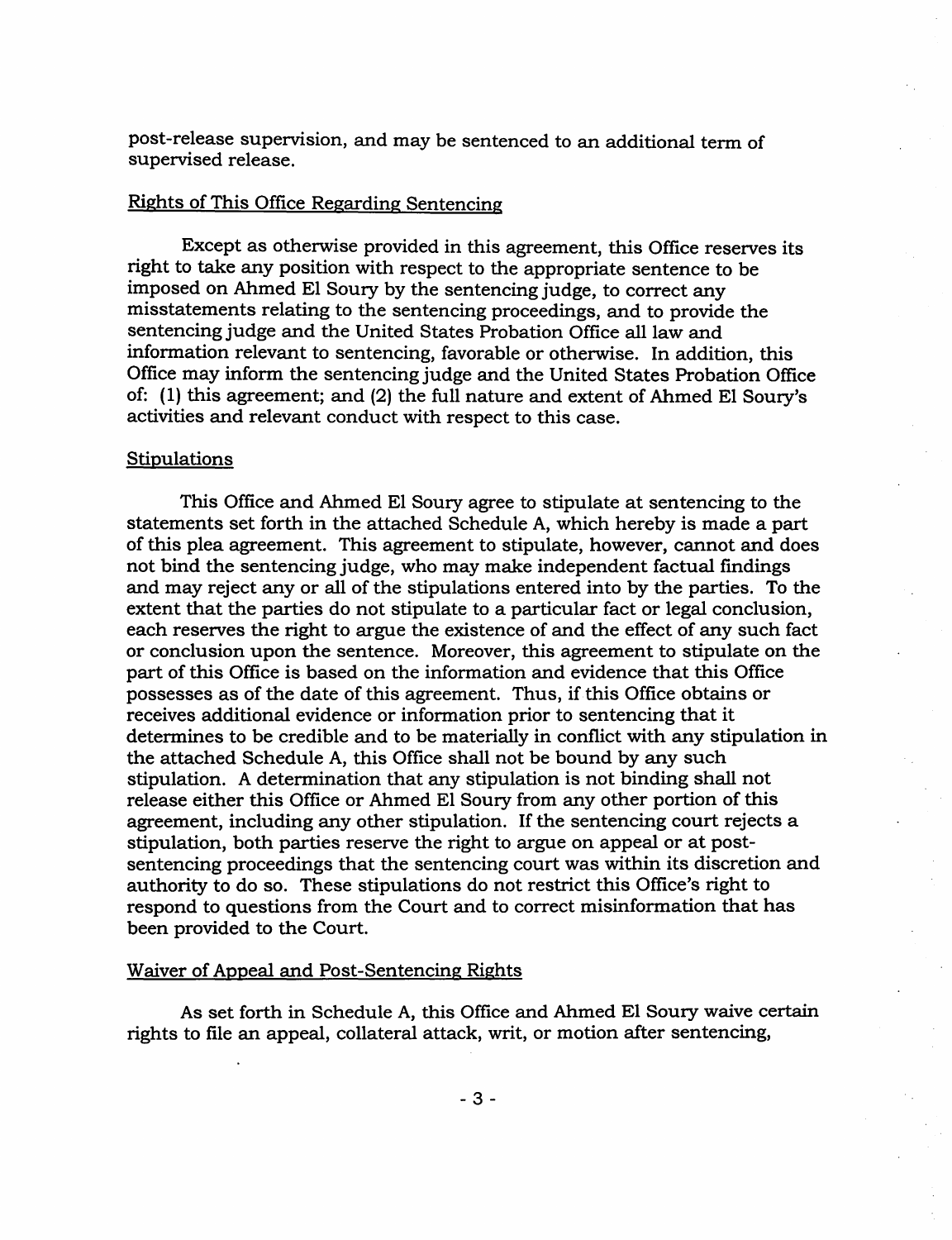post-release supervision, and may be sentenced to an additional term of supervised release.

Rights of This Office Regarding Sentencing

Except as otherwise provided in this agreement, this Office reserves its right to take any position with respect to the appropriate sentence to be imposed on Ahmed El Soury by the sentencing judge, to correct any misstatements relating to the sentencing proceedings, and to provide the sentencing judge and the United States Probation Office all law and information relevant to sentencing, favorable or otherwise. In addition, this Office may inform the sentencing judge and the United States Probation Office of: (1) this agreement; and (2) the full nature and extent of Ahmed El Soury's activities and relevant conduct with respect to this case.

Stipulations

This Office and Ahmed El Soury agree to stipulate at sentencing to the statements set forth in the attached Schedule A, which hereby is made a part of this plea agreement. This agreement to stipulate, however, cannot and does not bind the sentencing judge, who may make independent factual findings and may reject any or all of the stipulations entered into by the parties. To the extent that the parties do not stipulate to a particular fact or legal conclusion, each reserves the right to argue the existence of and the effect of any such fact or conclusion upon the sentence. Moreover, this agreement to stipulate on the part of this Office is based on the information and evidence that this Office possesses as of the date of this agreement. Thus, if this Office obtains or receives additional evidence or information prior to sentencing that it determines to be credible and to be materially in conflict with any stipulation in the attached Schedule A, this Office shall not be bound by any such stipulation. A determination that any stipulation is not binding shall not release either this Office or Ahmed El Soury from any other portion of this agreement, including any other stipulation. If the sentencing court rejects a stipulation, both parties reserve the right to argue on appeal or at post-sentencing proceedings that the sentencing court was within its discretion and authority to do so. These stipulations do not restrict this Office's right to respond to questions from the Court and to correct misinformation that has been provided to the Court.

Waiver of Appeal and Post-Sentencing Rights

As set forth in Schedule A, this Office and Ahmed El Soury waive certain rights to file an appeal, collateral attack, writ, or motion after sentencing,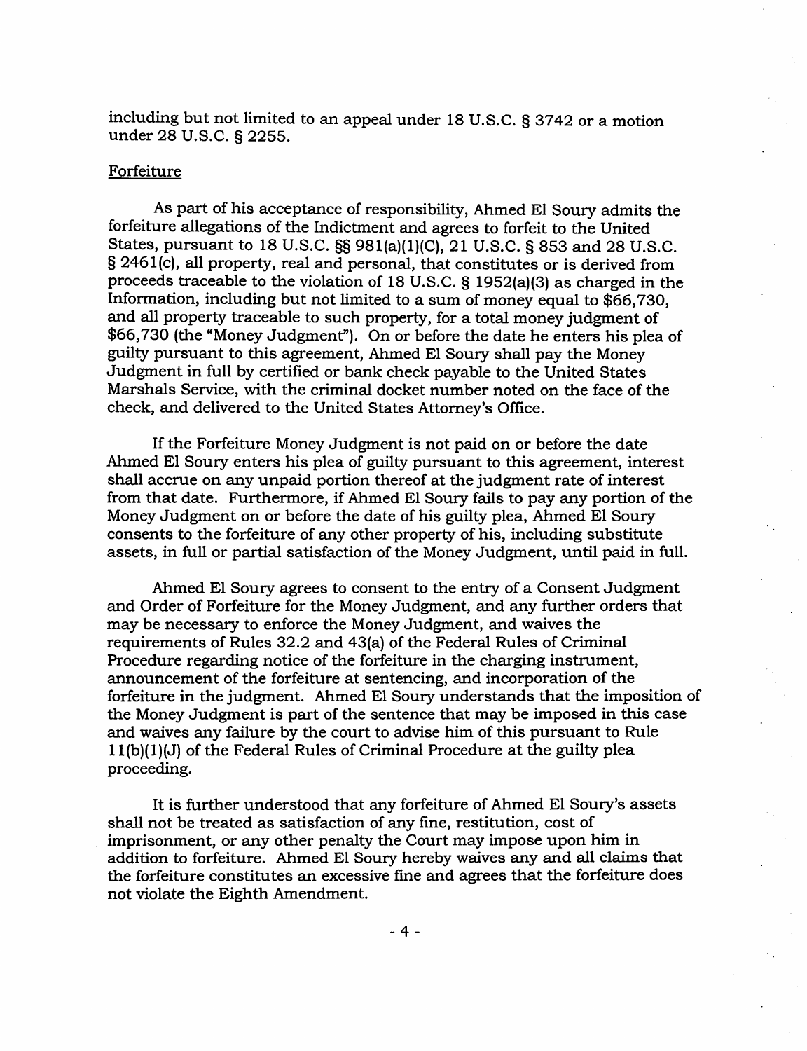including but not limited to an appeal under 18 U.S.C. § 3742 or a motion under 28 U.S.C. § 2255.

Forfeiture

As part of his acceptance of responsibility, Ahmed El Soury admits the forfeiture allegations of the Indictment and agrees to forfeit to the United States, pursuant to 18 U.S.C. §§ 981(a)(1)(C), 21 U.S.C. § 853 and 28 U.S.C. § 2461(c), all property, real and personal, that constitutes or is derived from proceeds traceable to the violation of 18 U.S.C. § 1952(a)(3) as charged in the Information, including but not limited to a sum of money equal to $66,730, and all property traceable to such property, for a total money judgment of $66,730 (the "Money Judgment"). On or before the date he enters his plea of guilty pursuant to this agreement, Ahmed El Soury shall pay the Money Judgment in full by certified or bank check payable to the United States Marshals Service, with the criminal docket number noted on the face of the check, and delivered to the United States Attorney's Office.

If the Forfeiture Money Judgment is not paid on or before the date Ahmed El Soury enters his plea of guilty pursuant to this agreement, interest shall accrue on any unpaid portion thereof at the judgment rate of interest from that date. Furthermore, if Ahmed El Soury fails to pay any portion of the Money Judgment on or before the date of his guilty plea, Ahmed El Soury consents to the forfeiture of any other property of his, including substitute assets, in full or partial satisfaction of the Money Judgment, until paid in full.

Ahmed El Soury agrees to consent to the entry of a Consent Judgment and Order of Forfeiture for the Money Judgment, and any further orders that may be necessary to enforce the Money Judgment, and waives the requirements of Rules 32.2 and 43(a) of the Federal Rules of Criminal Procedure regarding notice of the forfeiture in the charging instrument, announcement of the forfeiture at sentencing, and incorporation of the forfeiture in the judgment. Ahmed El Soury understands that the imposition of the Money Judgment is part of the sentence that may be imposed in this case and waives any failure by the court to advise him of this pursuant to Rule 11(b)(1)(J) of the Federal Rules of Criminal Procedure at the guilty plea proceeding.

It is further understood that any forfeiture of Ahmed El Soury's assets shall not be treated as satisfaction of any fine, restitution, cost of imprisonment, or any other penalty the Court may impose upon him in addition to forfeiture. Ahmed El Soury hereby waives any and all claims that the forfeiture constitutes an excessive fine and agrees that the forfeiture does not violate the Eighth Amendment.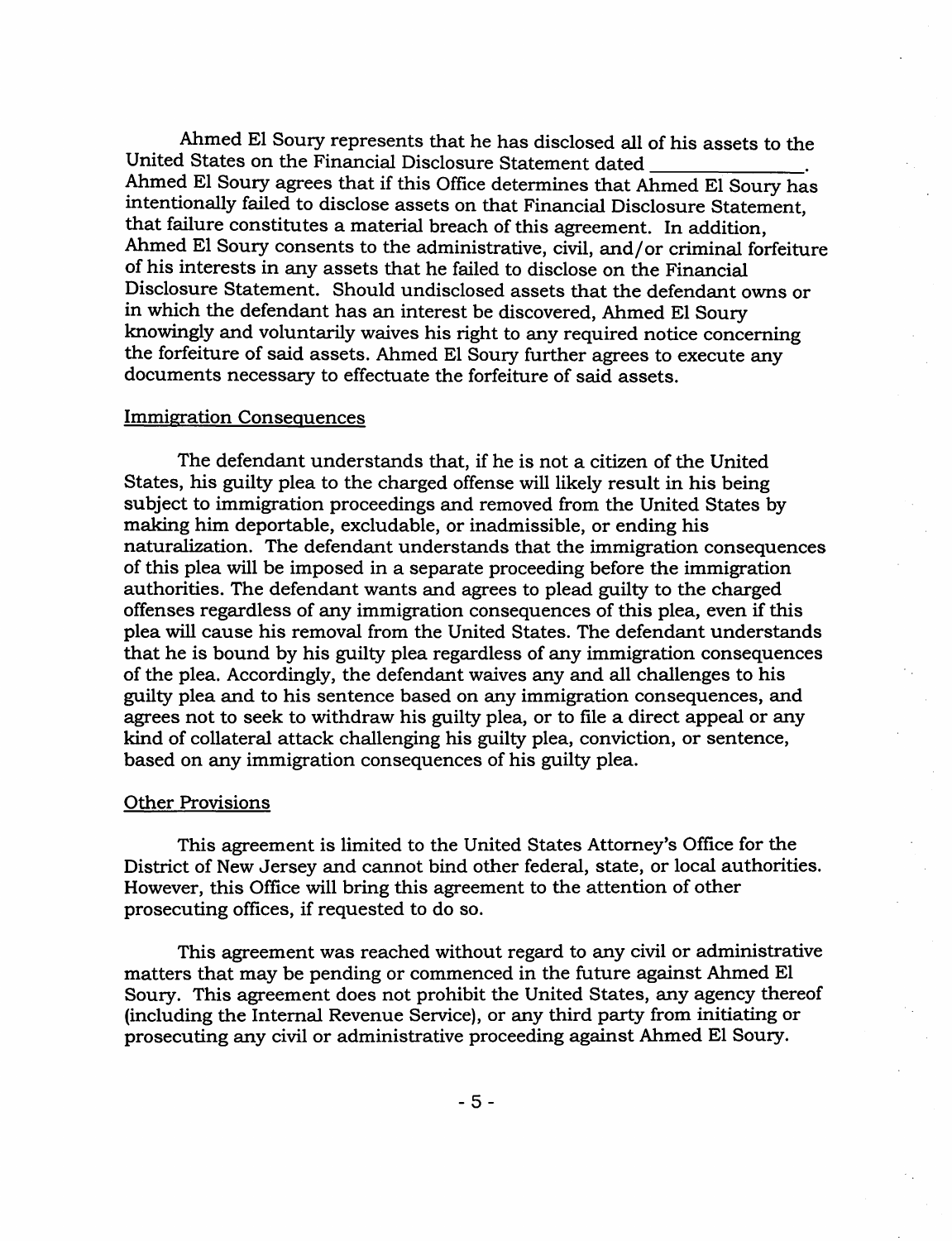Ahmed El Soury represents that he has disclosed all of his assets to the United States on the Financial Disclosure Statement dated ______________. Ahmed El Soury agrees that if this Office determines that Ahmed El Soury has intentionally failed to disclose assets on that Financial Disclosure Statement, that failure constitutes a material breach of this agreement. In addition, Ahmed El Soury consents to the administrative, civil, and/or criminal forfeiture of his interests in any assets that he failed to disclose on the Financial Disclosure Statement. Should undisclosed assets that the defendant owns or in which the defendant has an interest be discovered, Ahmed El Soury knowingly and voluntarily waives his right to any required notice concerning the forfeiture of said assets. Ahmed El Soury further agrees to execute any documents necessary to effectuate the forfeiture of said assets.

## Immigration Consequences

The defendant understands that, if he is not a citizen of the United States, his guilty plea to the charged offense will likely result in his being subject to immigration proceedings and removed from the United States by making him deportable, excludable, or inadmissible, or ending his naturalization. The defendant understands that the immigration consequences of this plea will be imposed in a separate proceeding before the immigration authorities. The defendant wants and agrees to plead guilty to the charged offenses regardless of any immigration consequences of this plea, even if this plea will cause his removal from the United States. The defendant understands that he is bound by his guilty plea regardless of any immigration consequences of the plea. Accordingly, the defendant waives any and all challenges to his guilty plea and to his sentence based on any immigration consequences, and agrees not to seek to withdraw his guilty plea, or to file a direct appeal or any kind of collateral attack challenging his guilty plea, conviction, or sentence, based on any immigration consequences of his guilty plea.

## Other Provisions

This agreement is limited to the United States Attorney's Office for the District of New Jersey and cannot bind other federal, state, or local authorities. However, this Office will bring this agreement to the attention of other prosecuting offices, if requested to do so.

This agreement was reached without regard to any civil or administrative matters that may be pending or commenced in the future against Ahmed El Soury. This agreement does not prohibit the United States, any agency thereof (including the Internal Revenue Service), or any third party from initiating or prosecuting any civil or administrative proceeding against Ahmed El Soury.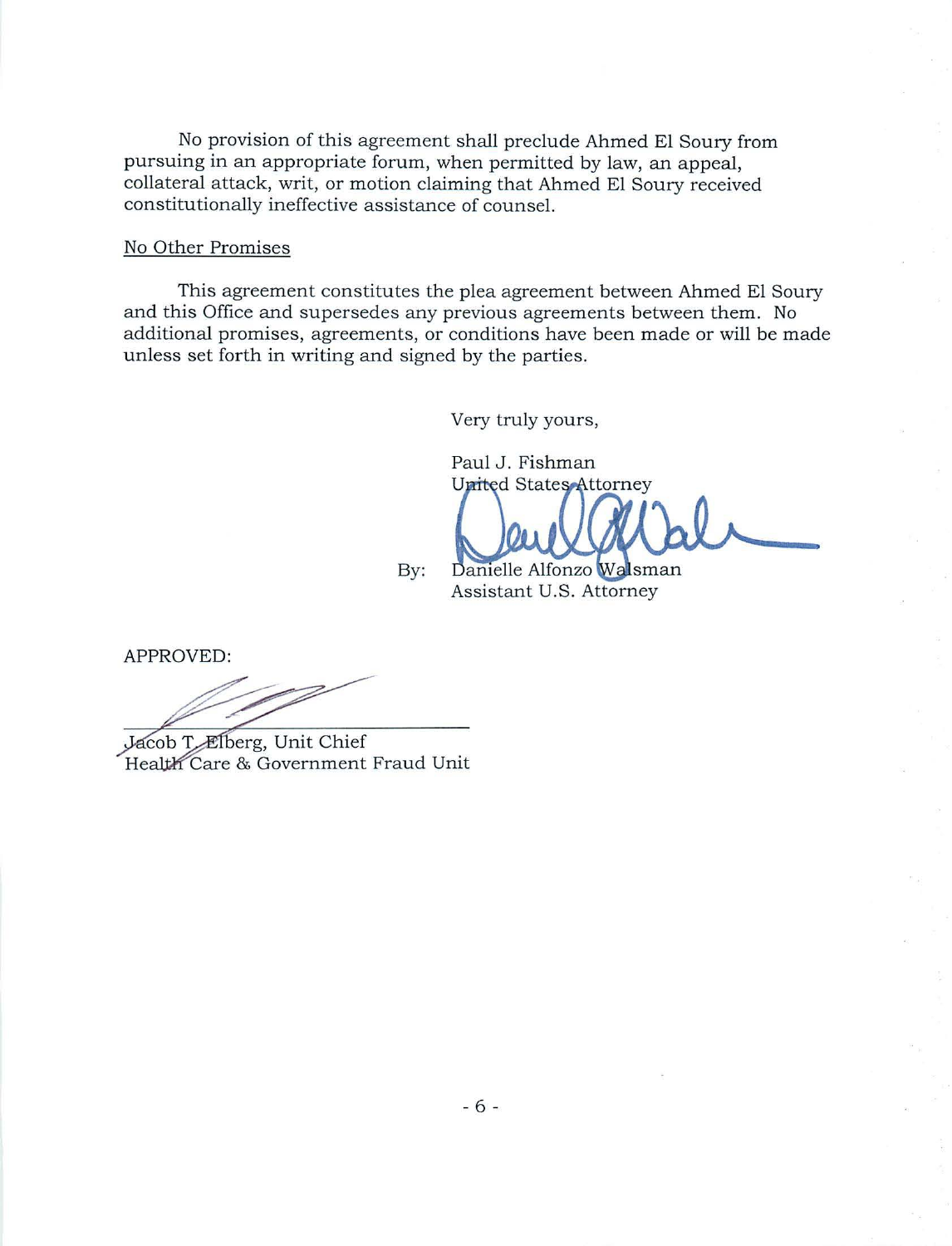No provision of this agreement shall preclude Ahmed El Soury from pursuing in an appropriate forum, when permitted by law, an appeal, collateral attack, writ, or motion claiming that Ahmed El Soury received constitutionally ineffective assistance of counsel.

No Other Promises

This agreement constitutes the plea agreement between Ahmed El Soury and this Office and supersedes any previous agreements between them. No additional promises, agreements, or conditions have been made or will be made unless set forth in writing and signed by the parties.

Very truly yours,

Paul J. Fishman
United States Attorney

By: Danielle Alfonzo Walsman
Assistant U.S. Attorney

APPROVED:

Jacob T. Elberg, Unit Chief
Health Care & Government Fraud Unit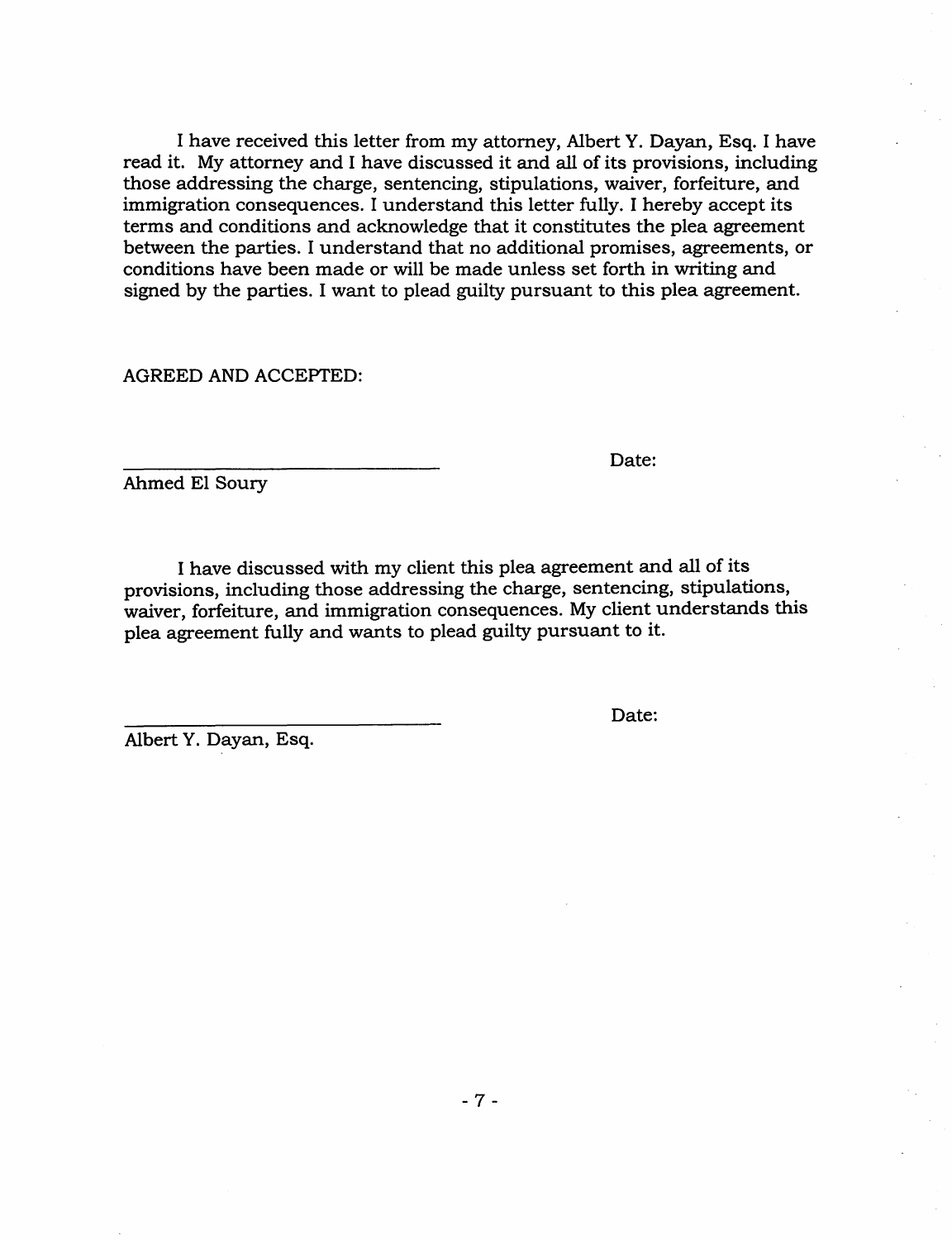I have received this letter from my attorney, Albert Y. Dayan, Esq. I have read it. My attorney and I have discussed it and all of its provisions, including those addressing the charge, sentencing, stipulations, waiver, forfeiture, and immigration consequences. I understand this letter fully. I hereby accept its terms and conditions and acknowledge that it constitutes the plea agreement between the parties. I understand that no additional promises, agreements, or conditions have been made or will be made unless set forth in writing and signed by the parties. I want to plead guilty pursuant to this plea agreement.

AGREED AND ACCEPTED:

______________________________ Date:

Ahmed El Soury

I have discussed with my client this plea agreement and all of its provisions, including those addressing the charge, sentencing, stipulations, waiver, forfeiture, and immigration consequences. My client understands this plea agreement fully and wants to plead guilty pursuant to it.

______________________________ Date:

Albert Y. Dayan, Esq.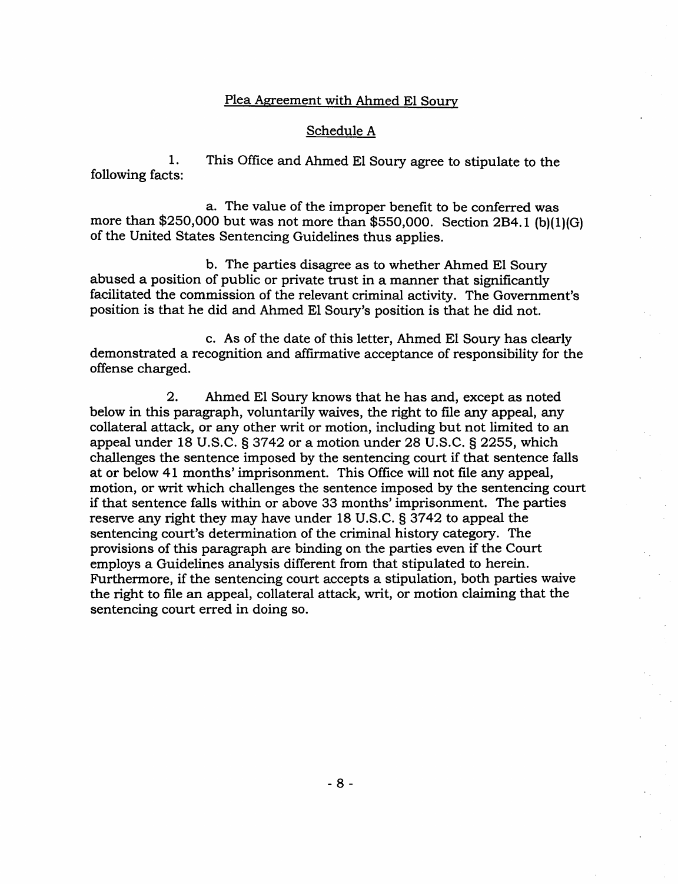Plea Agreement with Ahmed El Soury

Schedule A

1. This Office and Ahmed El Soury agree to stipulate to the following facts:

a. The value of the improper benefit to be conferred was more than $250,000 but was not more than $550,000. Section 2B4.1 (b)(1)(G) of the United States Sentencing Guidelines thus applies.

b. The parties disagree as to whether Ahmed El Soury abused a position of public or private trust in a manner that significantly facilitated the commission of the relevant criminal activity. The Government's position is that he did and Ahmed El Soury's position is that he did not.

c. As of the date of this letter, Ahmed El Soury has clearly demonstrated a recognition and affirmative acceptance of responsibility for the offense charged.

2. Ahmed El Soury knows that he has and, except as noted below in this paragraph, voluntarily waives, the right to file any appeal, any collateral attack, or any other writ or motion, including but not limited to an appeal under 18 U.S.C. § 3742 or a motion under 28 U.S.C. § 2255, which challenges the sentence imposed by the sentencing court if that sentence falls at or below 41 months' imprisonment. This Office will not file any appeal, motion, or writ which challenges the sentence imposed by the sentencing court if that sentence falls within or above 33 months' imprisonment. The parties reserve any right they may have under 18 U.S.C. § 3742 to appeal the sentencing court's determination of the criminal history category. The provisions of this paragraph are binding on the parties even if the Court employs a Guidelines analysis different from that stipulated to herein. Furthermore, if the sentencing court accepts a stipulation, both parties waive the right to file an appeal, collateral attack, writ, or motion claiming that the sentencing court erred in doing so.